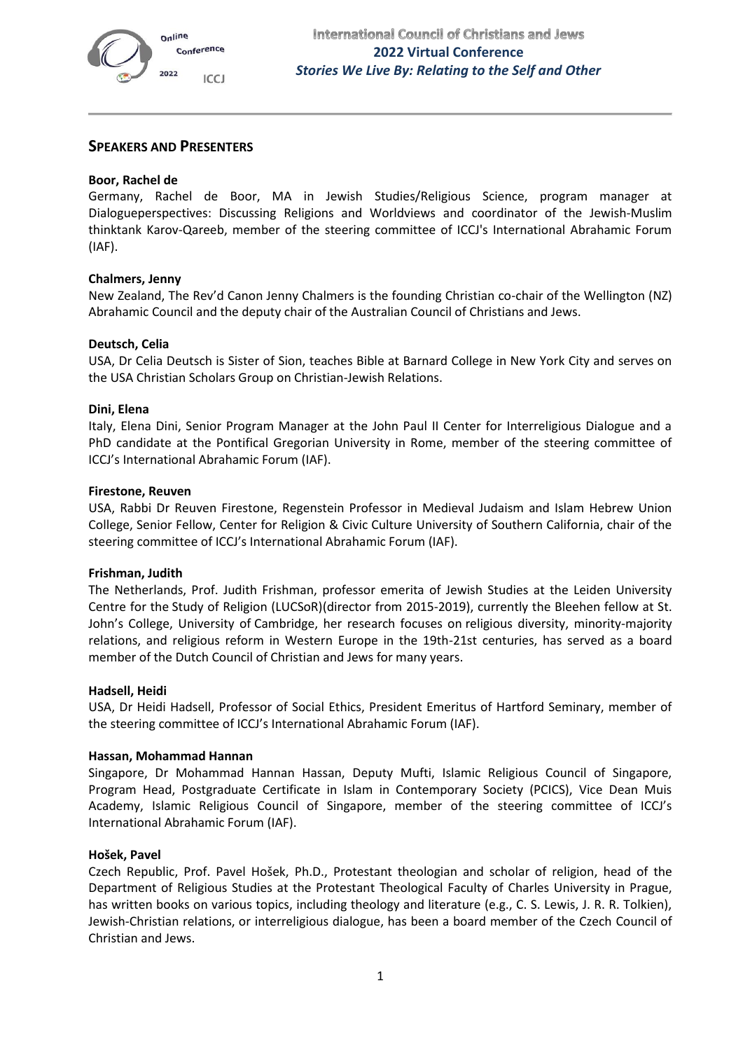## Speakers and Presenters

**Boor, Rachel de**
Germany, Rachel de Boor, MA in Jewish Studies/Religious Science, program manager at Dialogueperspectives: Discussing Religions and Worldviews and coordinator of the Jewish-Muslim thinktank Karov-Qareeb, member of the steering committee of ICCJ's International Abrahamic Forum (IAF).

**Chalmers, Jenny**
New Zealand, The Rev'd Canon Jenny Chalmers is the founding Christian co-chair of the Wellington (NZ) Abrahamic Council and the deputy chair of the Australian Council of Christians and Jews.

**Deutsch, Celia**
USA, Dr Celia Deutsch is Sister of Sion, teaches Bible at Barnard College in New York City and serves on the USA Christian Scholars Group on Christian-Jewish Relations.

**Dini, Elena**
Italy, Elena Dini, Senior Program Manager at the John Paul II Center for Interreligious Dialogue and a PhD candidate at the Pontifical Gregorian University in Rome, member of the steering committee of ICCJ's International Abrahamic Forum (IAF).

**Firestone, Reuven**
USA, Rabbi Dr Reuven Firestone, Regenstein Professor in Medieval Judaism and Islam Hebrew Union College, Senior Fellow, Center for Religion & Civic Culture University of Southern California, chair of the steering committee of ICCJ's International Abrahamic Forum (IAF).

**Frishman, Judith**
The Netherlands, Prof. Judith Frishman, professor emerita of Jewish Studies at the Leiden University Centre for the Study of Religion (LUCSoR)(director from 2015-2019), currently the Bleehen fellow at St. John's College, University of Cambridge, her research focuses on religious diversity, minority-majority relations, and religious reform in Western Europe in the 19th-21st centuries, has served as a board member of the Dutch Council of Christian and Jews for many years.

**Hadsell, Heidi**
USA, Dr Heidi Hadsell, Professor of Social Ethics, President Emeritus of Hartford Seminary, member of the steering committee of ICCJ's International Abrahamic Forum (IAF).

**Hassan, Mohammad Hannan**
Singapore, Dr Mohammad Hannan Hassan, Deputy Mufti, Islamic Religious Council of Singapore, Program Head, Postgraduate Certificate in Islam in Contemporary Society (PCICS), Vice Dean Muis Academy, Islamic Religious Council of Singapore, member of the steering committee of ICCJ's International Abrahamic Forum (IAF).

**Hošek, Pavel**
Czech Republic, Prof. Pavel Hošek, Ph.D., Protestant theologian and scholar of religion, head of the Department of Religious Studies at the Protestant Theological Faculty of Charles University in Prague, has written books on various topics, including theology and literature (e.g., C. S. Lewis, J. R. R. Tolkien), Jewish-Christian relations, or interreligious dialogue, has been a board member of the Czech Council of Christian and Jews.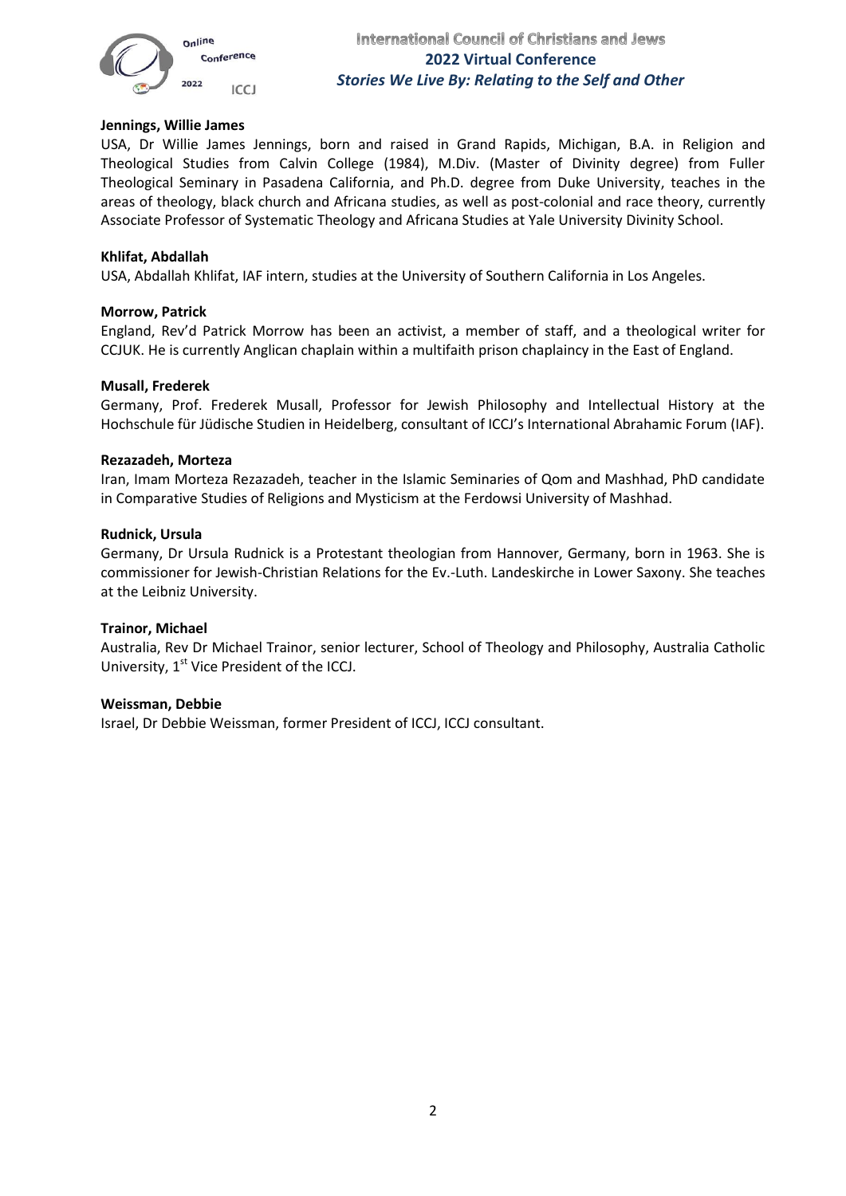**Jennings, Willie James**

USA, Dr Willie James Jennings, born and raised in Grand Rapids, Michigan, B.A. in Religion and Theological Studies from Calvin College (1984), M.Div. (Master of Divinity degree) from Fuller Theological Seminary in Pasadena California, and Ph.D. degree from Duke University, teaches in the areas of theology, black church and Africana studies, as well as post-colonial and race theory, currently Associate Professor of Systematic Theology and Africana Studies at Yale University Divinity School.

**Khlifat, Abdallah**

USA, Abdallah Khlifat, IAF intern, studies at the University of Southern California in Los Angeles.

**Morrow, Patrick**

England, Rev'd Patrick Morrow has been an activist, a member of staff, and a theological writer for CCJUK. He is currently Anglican chaplain within a multifaith prison chaplaincy in the East of England.

**Musall, Frederek**

Germany, Prof. Frederek Musall, Professor for Jewish Philosophy and Intellectual History at the Hochschule für Jüdische Studien in Heidelberg, consultant of ICCJ's International Abrahamic Forum (IAF).

**Rezazadeh, Morteza**

Iran, Imam Morteza Rezazadeh, teacher in the Islamic Seminaries of Qom and Mashhad, PhD candidate in Comparative Studies of Religions and Mysticism at the Ferdowsi University of Mashhad.

**Rudnick, Ursula**

Germany, Dr Ursula Rudnick is a Protestant theologian from Hannover, Germany, born in 1963. She is commissioner for Jewish-Christian Relations for the Ev.-Luth. Landeskirche in Lower Saxony. She teaches at the Leibniz University.

**Trainor, Michael**

Australia, Rev Dr Michael Trainor, senior lecturer, School of Theology and Philosophy, Australia Catholic University, 1st Vice President of the ICCJ.

**Weissman, Debbie**

Israel, Dr Debbie Weissman, former President of ICCJ, ICCJ consultant.